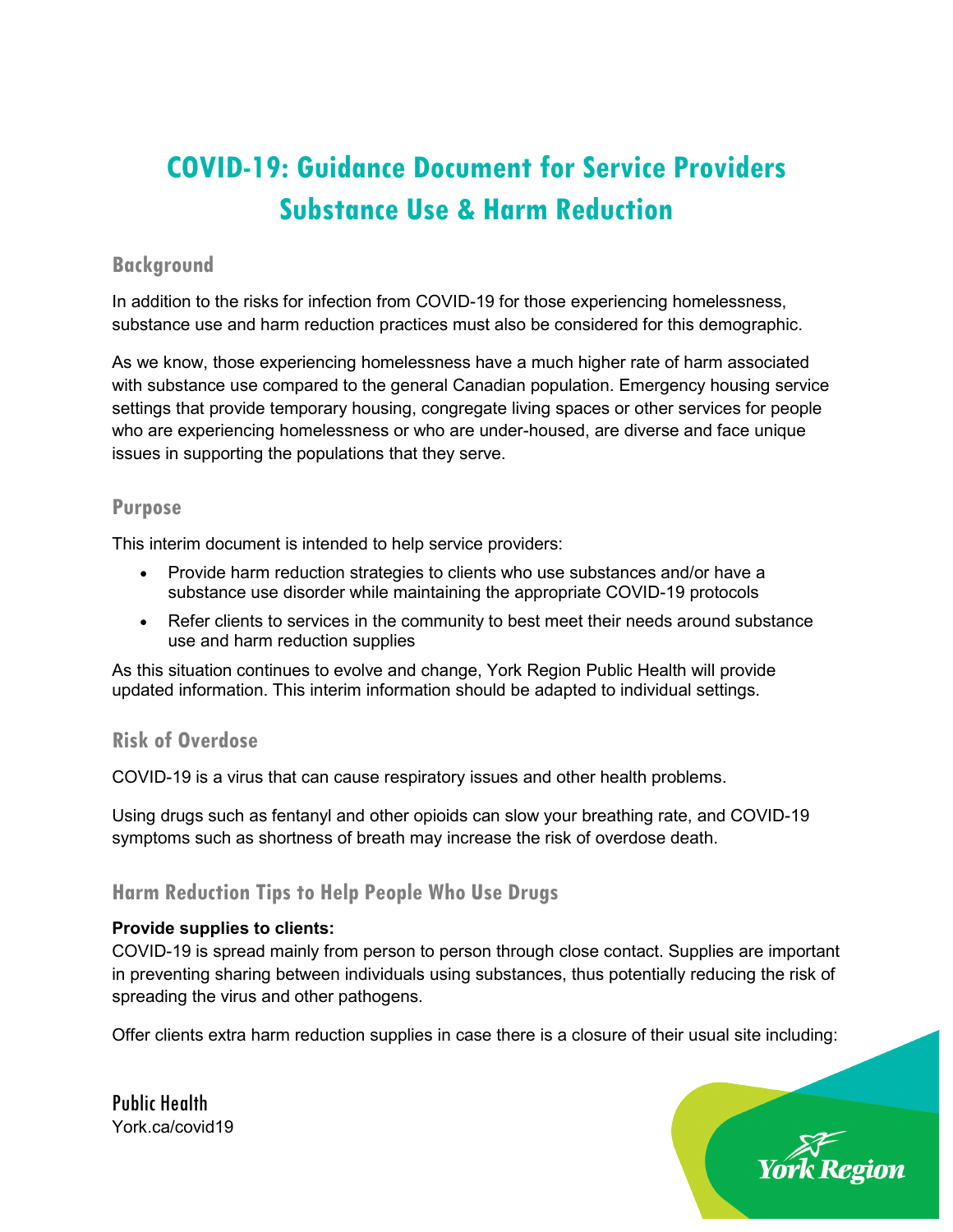# COVID-19: Guidance Document for Service Providers Substance Use & Harm Reduction

## Background

In addition to the risks for infection from COVID-19 for those experiencing homelessness, substance use and harm reduction practices must also be considered for this demographic.

As we know, those experiencing homelessness have a much higher rate of harm associated with substance use compared to the general Canadian population. Emergency housing service settings that provide temporary housing, congregate living spaces or other services for people who are experiencing homelessness or who are under-housed, are diverse and face unique issues in supporting the populations that they serve.

## Purpose

This interim document is intended to help service providers:

- Provide harm reduction strategies to clients who use substances and/or have a substance use disorder while maintaining the appropriate COVID-19 protocols
- Refer clients to services in the community to best meet their needs around substance use and harm reduction supplies

As this situation continues to evolve and change, York Region Public Health will provide updated information. This interim information should be adapted to individual settings.

## Risk of Overdose

COVID-19 is a virus that can cause respiratory issues and other health problems.

Using drugs such as fentanyl and other opioids can slow your breathing rate, and COVID-19 symptoms such as shortness of breath may increase the risk of overdose death.

## Harm Reduction Tips to Help People Who Use Drugs

**Provide supplies to clients:**
COVID-19 is spread mainly from person to person through close contact. Supplies are important in preventing sharing between individuals using substances, thus potentially reducing the risk of spreading the virus and other pathogens.

Offer clients extra harm reduction supplies in case there is a closure of their usual site including: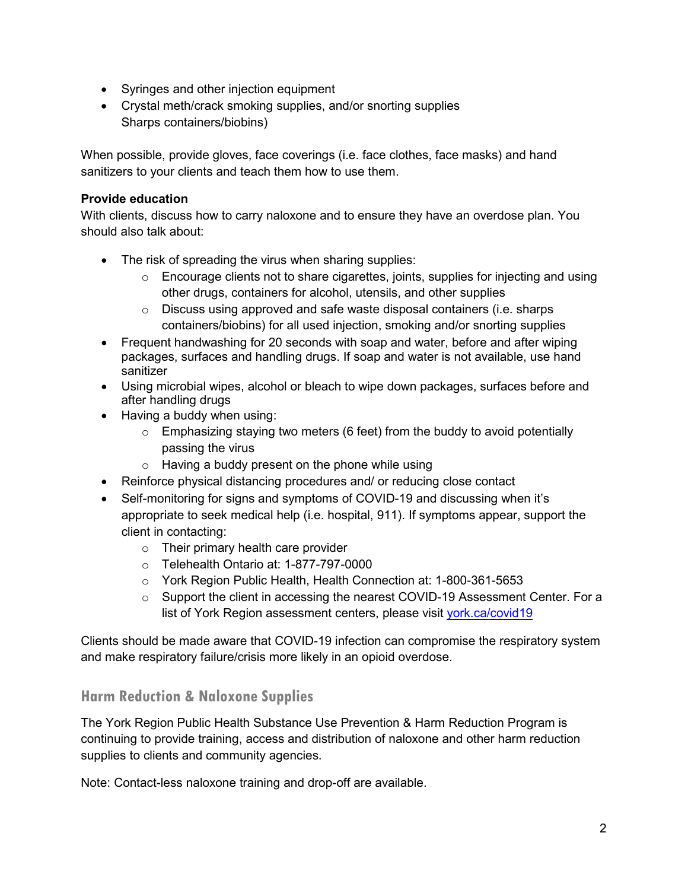- Syringes and other injection equipment
- Crystal meth/crack smoking supplies, and/or snorting supplies
  Sharps containers/biobins)

When possible, provide gloves, face coverings (i.e. face clothes, face masks) and hand sanitizers to your clients and teach them how to use them.

**Provide education**
With clients, discuss how to carry naloxone and to ensure they have an overdose plan. You should also talk about:

- The risk of spreading the virus when sharing supplies:
  - Encourage clients not to share cigarettes, joints, supplies for injecting and using other drugs, containers for alcohol, utensils, and other supplies
  - Discuss using approved and safe waste disposal containers (i.e. sharps containers/biobins) for all used injection, smoking and/or snorting supplies
- Frequent handwashing for 20 seconds with soap and water, before and after wiping packages, surfaces and handling drugs. If soap and water is not available, use hand sanitizer
- Using microbial wipes, alcohol or bleach to wipe down packages, surfaces before and after handling drugs
- Having a buddy when using:
  - Emphasizing staying two meters (6 feet) from the buddy to avoid potentially passing the virus
  - Having a buddy present on the phone while using
- Reinforce physical distancing procedures and/ or reducing close contact
- Self-monitoring for signs and symptoms of COVID-19 and discussing when it's appropriate to seek medical help (i.e. hospital, 911). If symptoms appear, support the client in contacting:
  - Their primary health care provider
  - Telehealth Ontario at: 1-877-797-0000
  - York Region Public Health, Health Connection at: 1-800-361-5653
  - Support the client in accessing the nearest COVID-19 Assessment Center. For a list of York Region assessment centers, please visit [york.ca/covid19](york.ca/covid19)

Clients should be made aware that COVID-19 infection can compromise the respiratory system and make respiratory failure/crisis more likely in an opioid overdose.

## Harm Reduction & Naloxone Supplies

The York Region Public Health Substance Use Prevention & Harm Reduction Program is continuing to provide training, access and distribution of naloxone and other harm reduction supplies to clients and community agencies.

Note: Contact-less naloxone training and drop-off are available.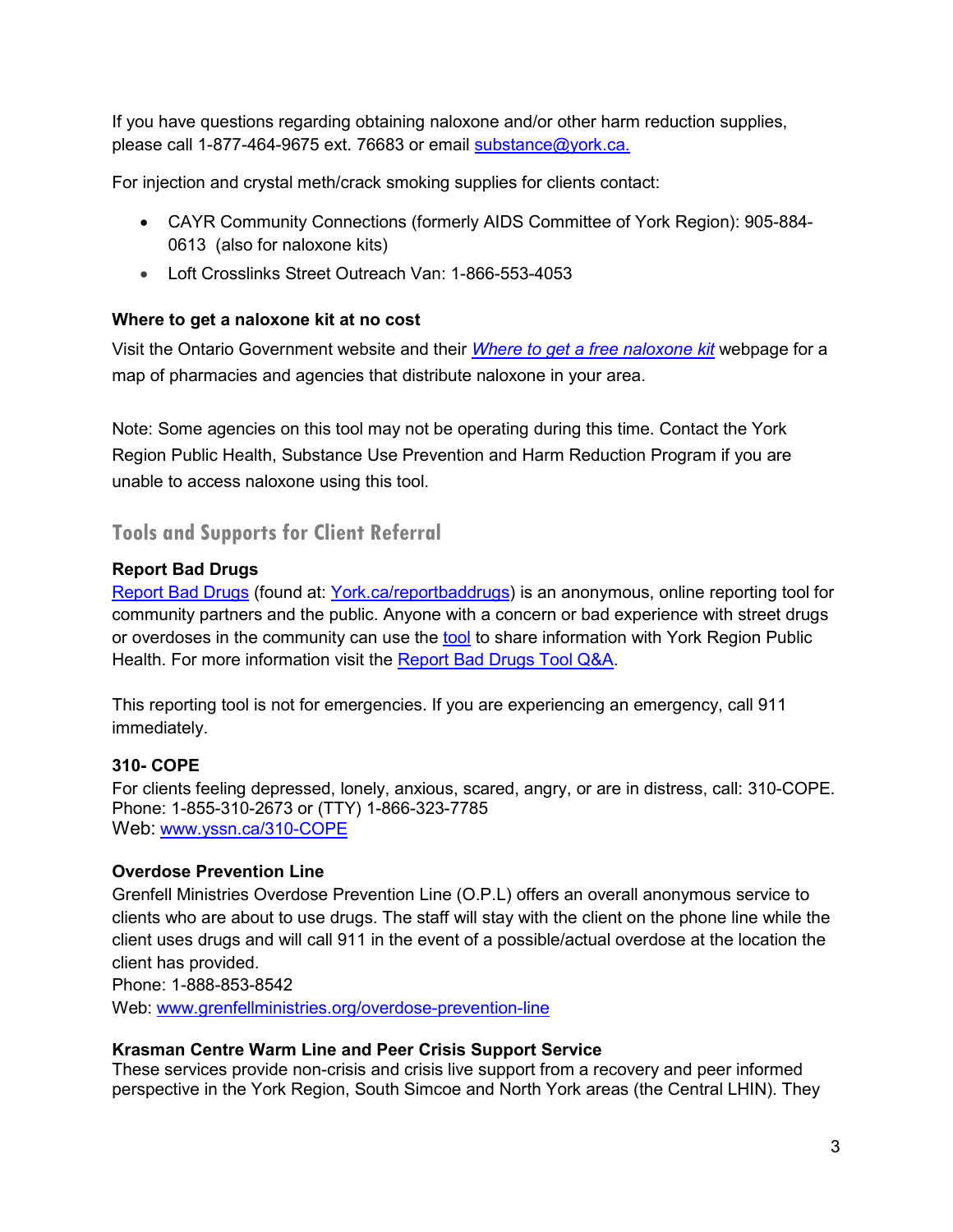If you have questions regarding obtaining naloxone and/or other harm reduction supplies, please call 1-877-464-9675 ext. 76683 or email [substance@york.ca.](mailto:substance@york.ca)

For injection and crystal meth/crack smoking supplies for clients contact:

- CAYR Community Connections (formerly AIDS Committee of York Region): 905-884-0613 (also for naloxone kits)
- Loft Crosslinks Street Outreach Van: 1-866-553-4053

**Where to get a naloxone kit at no cost**

Visit the Ontario Government website and their *Where to get a free naloxone kit* webpage for a map of pharmacies and agencies that distribute naloxone in your area.

Note: Some agencies on this tool may not be operating during this time. Contact the York Region Public Health, Substance Use Prevention and Harm Reduction Program if you are unable to access naloxone using this tool.

## Tools and Supports for Client Referral

**Report Bad Drugs**

Report Bad Drugs (found at: York.ca/reportbaddrugs) is an anonymous, online reporting tool for community partners and the public. Anyone with a concern or bad experience with street drugs or overdoses in the community can use the tool to share information with York Region Public Health. For more information visit the Report Bad Drugs Tool Q&A.

This reporting tool is not for emergencies. If you are experiencing an emergency, call 911 immediately.

**310- COPE**

For clients feeling depressed, lonely, anxious, scared, angry, or are in distress, call: 310-COPE.
Phone: 1-855-310-2673 or (TTY) 1-866-323-7785
Web: www.yssn.ca/310-COPE

**Overdose Prevention Line**

Grenfell Ministries Overdose Prevention Line (O.P.L) offers an overall anonymous service to clients who are about to use drugs. The staff will stay with the client on the phone line while the client uses drugs and will call 911 in the event of a possible/actual overdose at the location the client has provided.
Phone: 1-888-853-8542
Web: www.grenfellministries.org/overdose-prevention-line

**Krasman Centre Warm Line and Peer Crisis Support Service**

These services provide non-crisis and crisis live support from a recovery and peer informed perspective in the York Region, South Simcoe and North York areas (the Central LHIN). They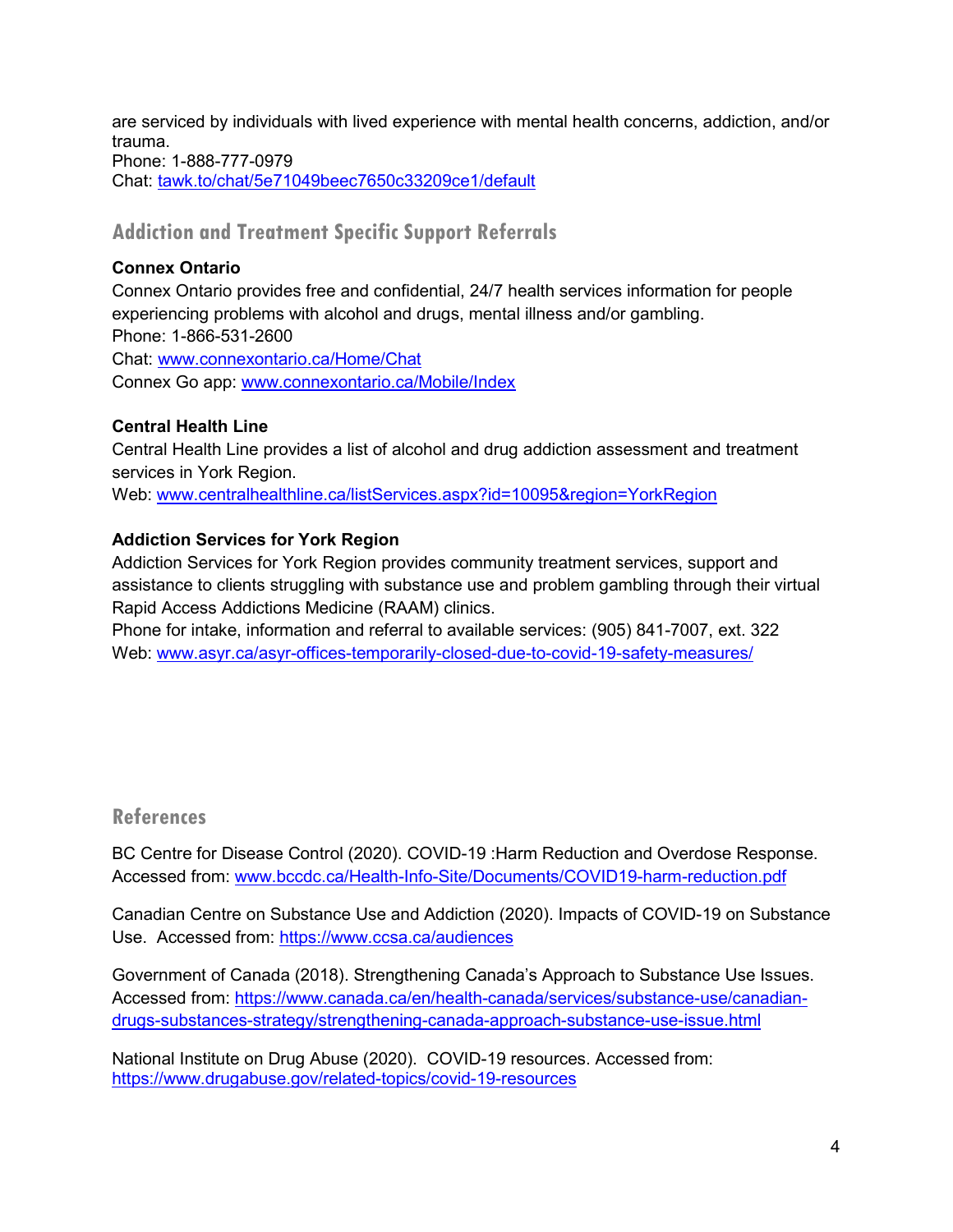are serviced by individuals with lived experience with mental health concerns, addiction, and/or trauma.
Phone: 1-888-777-0979
Chat: tawk.to/chat/5e71049beec7650c33209ce1/default

## Addiction and Treatment Specific Support Referrals

**Connex Ontario**
Connex Ontario provides free and confidential, 24/7 health services information for people experiencing problems with alcohol and drugs, mental illness and/or gambling.
Phone: 1-866-531-2600
Chat: www.connexontario.ca/Home/Chat
Connex Go app: www.connexontario.ca/Mobile/Index

**Central Health Line**
Central Health Line provides a list of alcohol and drug addiction assessment and treatment services in York Region.
Web: www.centralhealthline.ca/listServices.aspx?id=10095&region=YorkRegion

**Addiction Services for York Region**
Addiction Services for York Region provides community treatment services, support and assistance to clients struggling with substance use and problem gambling through their virtual Rapid Access Addictions Medicine (RAAM) clinics.
Phone for intake, information and referral to available services: (905) 841-7007, ext. 322
Web: www.asyr.ca/asyr-offices-temporarily-closed-due-to-covid-19-safety-measures/

## References

BC Centre for Disease Control (2020). COVID-19 :Harm Reduction and Overdose Response. Accessed from: www.bccdc.ca/Health-Info-Site/Documents/COVID19-harm-reduction.pdf

Canadian Centre on Substance Use and Addiction (2020). Impacts of COVID-19 on Substance Use. Accessed from: https://www.ccsa.ca/audiences

Government of Canada (2018). Strengthening Canada's Approach to Substance Use Issues. Accessed from: https://www.canada.ca/en/health-canada/services/substance-use/canadian-drugs-substances-strategy/strengthening-canada-approach-substance-use-issue.html

National Institute on Drug Abuse (2020). COVID-19 resources. Accessed from: https://www.drugabuse.gov/related-topics/covid-19-resources